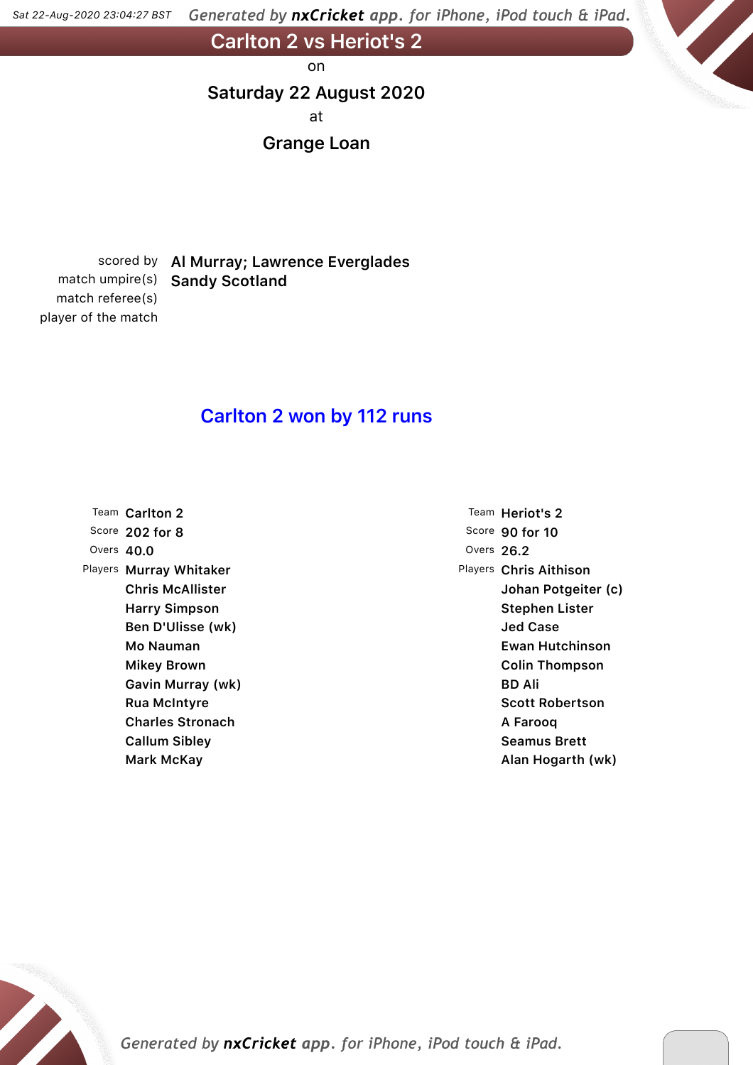# Carlton 2 vs Heriot's 2

on

**Saturday 22 August 2020**

at

**Grange Loan**

| | |
|---|---|
| scored by | Al Murray; Lawrence Everglades |
| match umpire(s) | Sandy Scotland |
| match referee(s) | |
| player of the match | |

## Carlton 2 won by 112 runs

| | |
|---|---|
| Team | Carlton 2 |
| Score | 202 for 8 |
| Overs | 40.0 |
| Players | Murray Whitaker |
| | Chris McAllister |
| | Harry Simpson |
| | Ben D'Ulisse (wk) |
| | Mo Nauman |
| | Mikey Brown |
| | Gavin Murray (wk) |
| | Rua McIntyre |
| | Charles Stronach |
| | Callum Sibley |
| | Mark McKay |

| | |
|---|---|
| Team | Heriot's 2 |
| Score | 90 for 10 |
| Overs | 26.2 |
| Players | Chris Aithison |
| | Johan Potgeiter (c) |
| | Stephen Lister |
| | Jed Case |
| | Ewan Hutchinson |
| | Colin Thompson |
| | BD Ali |
| | Scott Robertson |
| | A Farooq |
| | Seamus Brett |
| | Alan Hogarth (wk) |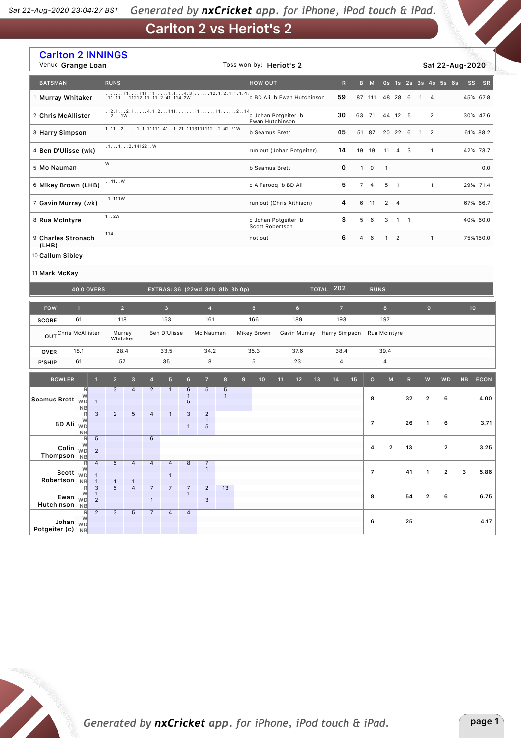# Carlton 2 vs Heriot's 2

## Carlton 2 INNINGS

Venue **Grange Loan** Toss won by: **Heriot's 2** **Sat 22-Aug-2020**

| BATSMAN | RUNS | HOW OUT | R | B | M | 0s | 1s | 2s | 3s | 4s | 5s | 6s | SS | SR |
|---|---|---|---|---|---|---|---|---|---|---|---|---|---|---|
| 1 Murray Whitaker | .......11....111.11.....1.1...4.3.......12.1.2.1.1.1.4. .11.11...11212.11.11.2.41.114.2W | c BD Ali b Ewan Hutchinson | 59 | 87 | 111 | 48 | 28 | 6 | 1 | 4 | | | 45% | 67.8 |
| 2 Chris McAllister | ..2.1...2.1.....4.1.2...111.......11......11......2..14 ..2...1W | c Johan Potgeiter b Ewan Hutchinson | 30 | 63 | 71 | 44 | 12 | 5 | | 2 | | | 30% | 47.6 |
| 3 Harry Simpson | 1.11..2.....1.1.11111.41..1.21.1113111112..2.42.21W | b Seamus Brett | 45 | 51 | 87 | 20 | 22 | 6 | 1 | 2 | | | 61% | 88.2 |
| 4 Ben D'Ulisse (wk) | .1...1...2.14122..W | run out (Johan Potgeiter) | 14 | 19 | 19 | 11 | 4 | 3 | | 1 | | | 42% | 73.7 |
| 5 Mo Nauman | W | b Seamus Brett | 0 | 1 | 0 | 1 | | | | | | | | 0.0 |
| 6 Mikey Brown (LHB) | ..41..W | c A Farooq b BD Ali | 5 | 7 | 4 | 5 | 1 | | | 1 | | | 29% | 71.4 |
| 7 Gavin Murray (wk) | .1.111W | run out (Chris Aithison) | 4 | 6 | 11 | 2 | 4 | | | | | | 67% | 66.7 |
| 8 Rua McIntyre | 1..2W | c Johan Potgeiter b Scott Robertson | 3 | 5 | 6 | 3 | 1 | 1 | | | | | 40% | 60.0 |
| 9 Charles Stronach (LHB) | 114. | not out | 6 | 4 | 6 | 1 | 2 | | | 1 | | | 75% | 150.0 |
| 10 Callum Sibley | | | | | | | | | | | | | | |
| 11 Mark McKay | | | | | | | | | | | | | | |
| 40.0 OVERS | EXTRAS: 36 (22wd 3nb 8lb 3b 0p) | TOTAL | 202 | RUNS | | | | | | | | | | |

| FOW | 1 | 2 | 3 | 4 | 5 | 6 | 7 | 8 | 9 | 10 |
|---|---|---|---|---|---|---|---|---|---|---|
| SCORE | 61 | 118 | 153 | 161 | 166 | 189 | 193 | 197 | | |
| OUT | Chris McAllister | Murray Whitaker | Ben D'Ulisse | Mo Nauman | Mikey Brown | Gavin Murray | Harry Simpson | Rua McIntyre | | |
| OVER | 18.1 | 28.4 | 33.5 | 34.2 | 35.3 | 37.6 | 38.4 | 39.4 | | |
| P'SHIP | 61 | 57 | 35 | 8 | 5 | 23 | 4 | 4 | | |

| BOWLER | | 1 | 2 | 3 | 4 | 5 | 6 | 7 | 8 | 9 | 10 | 11 | 12 | 13 | 14 | 15 | O | M | R | W | WD | NB | ECON |
|---|---|---|---|---|---|---|---|---|---|---|---|---|---|---|---|---|---|---|---|---|---|---|---|
| Seamus Brett | R | | 3 | 4 | 2 | 1 | 6 | 5 | 5 | | | | | | | | 8 | | 32 | 2 | 6 | | 4.00 |
| | W | | | | | | 1 | | 1 | | | | | | | | | | | | | | |
| | WD | 1 | | | | | 5 | | | | | | | | | | | | | | | | |
| | NB | | | | | | | | | | | | | | | | | | | | | | |
| BD Ali | R | 3 | 2 | 5 | 4 | 1 | 3 | 2 | | | | | | | | | 7 | | 26 | 1 | 6 | | 3.71 |
| | W | | | | | | | 1 | | | | | | | | | | | | | | | |
| | WD | | | | | | 1 | 5 | | | | | | | | | | | | | | | |
| | NB | | | | | | | | | | | | | | | | | | | | | | |
| Colin Thompson | R | 5 | | | 6 | | | | | | | | | | | | 4 | 2 | 13 | | 2 | | 3.25 |
| | W | | | | | | | | | | | | | | | | | | | | | | |
| | WD | 2 | | | | | | | | | | | | | | | | | | | | | |
| | NB | | | | | | | | | | | | | | | | | | | | | | |
| Scott Robertson | R | 4 | 5 | 4 | 4 | 4 | 8 | 7 | | | | | | | | | 7 | | 41 | 1 | 2 | 3 | 5.86 |
| | W | | | | | | | 1 | | | | | | | | | | | | | | | |
| | WD | 1 | | | | 1 | | | | | | | | | | | | | | | | | |
| | NB | 1 | 1 | 1 | | | | | | | | | | | | | | | | | | | |
| Ewan Hutchinson | R | 3 | 5 | 4 | 7 | 7 | 7 | 2 | 13 | | | | | | | | 8 | | 54 | 2 | 6 | | 6.75 |
| | W | 1 | | | | | 1 | | | | | | | | | | | | | | | | |
| | WD | 2 | | | 1 | | | 3 | | | | | | | | | | | | | | | |
| | NB | | | | | | | | | | | | | | | | | | | | | | |
| Johan Potgeiter (c) | R | 2 | 3 | 5 | 7 | 4 | 4 | | | | | | | | | | 6 | | 25 | | | | 4.17 |
| | W | | | | | | | | | | | | | | | | | | | | | | |
| | WD | | | | | | | | | | | | | | | | | | | | | | |
| | NB | | | | | | | | | | | | | | | | | | | | | | |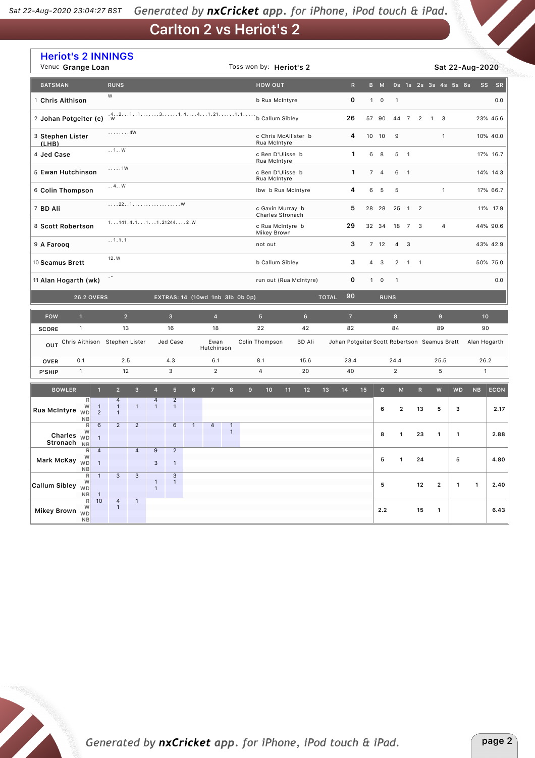# Carlton 2 vs Heriot's 2

## Heriot's 2 INNINGS

Venue **Grange Loan** | Toss won by: **Heriot's 2** | **Sat 22-Aug-2020**

| | BATSMAN | RUNS | HOW OUT | R | B | M | 0s | 1s | 2s | 3s | 4s | 5s | 6s | SS | SR |
|---|---|---|---|---|---|---|---|---|---|---|---|---|---|---|---|
| 1 | Chris Aithison | W | b Rua McIntyre | 0 | 1 | 0 | 1 | | | | | | | | 0.0 |
| 2 | Johan Potgeiter (c) | .4..2...1..1.......3......1.4....4...1.21......1.1......W | b Callum Sibley | 26 | 57 | 90 | 44 | 7 | 2 | 1 | 3 | | | 23% | 45.6 |
| 3 | Stephen Lister (LHB) | ........4W | c Chris McAllister b Rua McIntyre | 4 | 10 | 10 | 9 | | | | 1 | | | 10% | 40.0 |
| 4 | Jed Case | ..1..W | c Ben D'Ulisse b Rua McIntyre | 1 | 6 | 8 | 5 | 1 | | | | | | 17% | 16.7 |
| 5 | Ewan Hutchinson | .....1W | c Ben D'Ulisse b Rua McIntyre | 1 | 7 | 4 | 6 | 1 | | | | | | 14% | 14.3 |
| 6 | Colin Thompson | ..4..W | lbw b Rua McIntyre | 4 | 6 | 5 | 5 | | | | 1 | | | 17% | 66.7 |
| 7 | BD Ali | ....22..1..................W | c Gavin Murray b Charles Stronach | 5 | 28 | 28 | 25 | 1 | 2 | | | | | 11% | 17.9 |
| 8 | Scott Robertson | 1...141.4.1...1...1.21244....2.W | c Rua McIntyre b Mikey Brown | 29 | 32 | 34 | 18 | 7 | 3 | | 4 | | | 44% | 90.6 |
| 9 | A Farooq | ..1.1.1 | not out | 3 | 7 | 12 | 4 | 3 | | | | | | 43% | 42.9 |
| 10 | Seamus Brett | 12.W | b Callum Sibley | 3 | 4 | 3 | 2 | 1 | 1 | | | | | 50% | 75.0 |
| 11 | Alan Hogarth (wk) | .- | run out (Rua McIntyre) | 0 | 1 | 0 | 1 | | | | | | | | 0.0 |
| | 26.2 OVERS | EXTRAS: 14 (10wd 1nb 3lb 0b 0p) | TOTAL | 90 | RUNS | | | | | | | | | | |

| FOW | 1 | 2 | 3 | 4 | 5 | 6 | 7 | 8 | 9 | 10 |
|---|---|---|---|---|---|---|---|---|---|---|
| SCORE | 1 | 13 | 16 | 18 | 22 | 42 | 82 | 84 | 89 | 90 |
| OUT | Chris Aithison | Stephen Lister | Jed Case | Ewan Hutchinson | Colin Thompson | BD Ali | Johan Potgeiter | Scott Robertson | Seamus Brett | Alan Hogarth |
| OVER | 0.1 | 2.5 | 4.3 | 6.1 | 8.1 | 15.6 | 23.4 | 24.4 | 25.5 | 26.2 |
| P'SHIP | 1 | 12 | 3 | 2 | 4 | 20 | 40 | 2 | 5 | 1 |

| BOWLER | | 1 | 2 | 3 | 4 | 5 | 6 | 7 | 8 | 9 | 10 | 11 | 12 | 13 | 14 | 15 | O | M | R | W | WD | NB | ECON |
|---|---|---|---|---|---|---|---|---|---|---|---|---|---|---|---|---|---|---|---|---|---|---|---|
| Rua McIntyre | R | | 4 | | 4 | 2 | | | | | | | | | | | 6 | 2 | 13 | 5 | 3 | | 2.17 |
| | W | 1 | 1 | 1 | 1 | 1 | | | | | | | | | | | | | | | | | |
| | WD | 2 | 1 | | | | | | | | | | | | | | | | | | | | |
| | NB | | | | | | | | | | | | | | | | | | | | | | |
| Charles Stronach | R | 6 | 2 | 2 | | 6 | 1 | 4 | 1 | | | | | | | | 8 | 1 | 23 | 1 | 1 | | 2.88 |
| | W | | | | | | | | 1 | | | | | | | | | | | | | | |
| | WD | 1 | | | | | | | | | | | | | | | | | | | | | |
| | NB | | | | | | | | | | | | | | | | | | | | | | |
| Mark McKay | R | 4 | | 4 | 9 | 2 | | | | | | | | | | | 5 | 1 | 24 | | 5 | | 4.80 |
| | W | | | | | | | | | | | | | | | | | | | | | | |
| | WD | 1 | | | 3 | 1 | | | | | | | | | | | | | | | | | |
| | NB | | | | | | | | | | | | | | | | | | | | | | |
| Callum Sibley | R | 1 | 3 | 3 | | 3 | | | | | | | | | | | 5 | | 12 | 2 | 1 | 1 | 2.40 |
| | W | | | | 1 | 1 | | | | | | | | | | | | | | | | | |
| | WD | | | | 1 | | | | | | | | | | | | | | | | | | |
| | NB | 1 | | | | | | | | | | | | | | | | | | | | | |
| Mikey Brown | R | 10 | 4 | 1 | | | | | | | | | | | | | 2.2 | | 15 | 1 | | | 6.43 |
| | W | | 1 | | | | | | | | | | | | | | | | | | | | |
| | WD | | | | | | | | | | | | | | | | | | | | | | |
| | NB | | | | | | | | | | | | | | | | | | | | | | |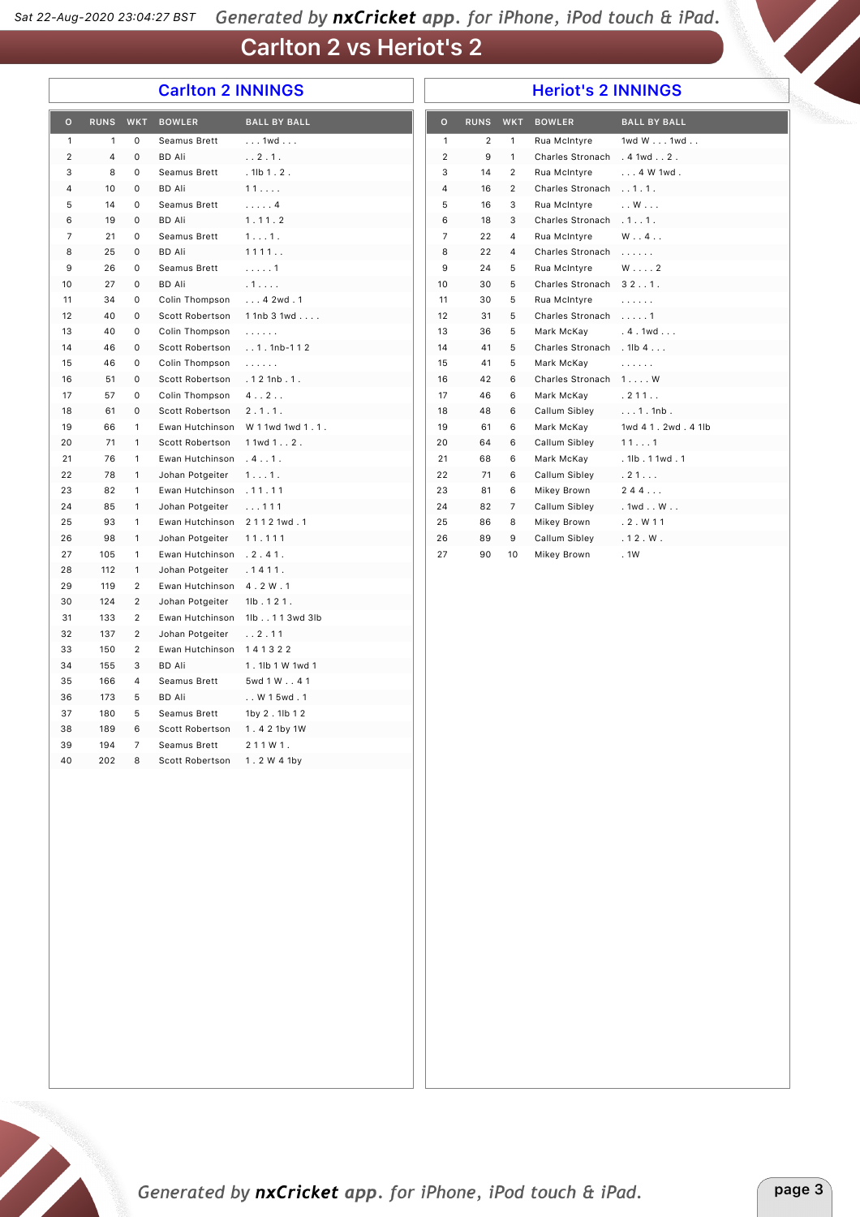# Carlton 2 vs Heriot's 2

## Carlton 2 INNINGS

| O | RUNS | WKT | BOWLER | BALL BY BALL |
|---|---|---|---|---|
| 1 | 1 | 0 | Seamus Brett | . . . 1wd . . . |
| 2 | 4 | 0 | BD Ali | . . 2 . 1 . |
| 3 | 8 | 0 | Seamus Brett | . 1lb 1 . 2 . |
| 4 | 10 | 0 | BD Ali | 1 1 . . . . |
| 5 | 14 | 0 | Seamus Brett | . . . . . 4 |
| 6 | 19 | 0 | BD Ali | 1 . 1 1 . 2 |
| 7 | 21 | 0 | Seamus Brett | 1 . . . 1 . |
| 8 | 25 | 0 | BD Ali | 1 1 1 1 . . |
| 9 | 26 | 0 | Seamus Brett | . . . . . 1 |
| 10 | 27 | 0 | BD Ali | . 1 . . . . |
| 11 | 34 | 0 | Colin Thompson | . . . 4 2wd . 1 |
| 12 | 40 | 0 | Scott Robertson | 1 1nb 3 1wd . . . . |
| 13 | 40 | 0 | Colin Thompson | . . . . . . |
| 14 | 46 | 0 | Scott Robertson | . . 1 . 1nb-1 1 2 |
| 15 | 46 | 0 | Colin Thompson | . . . . . . |
| 16 | 51 | 0 | Scott Robertson | . 1 2 1nb . 1 . |
| 17 | 57 | 0 | Colin Thompson | 4 . . 2 . . |
| 18 | 61 | 0 | Scott Robertson | 2 . 1 . 1 . |
| 19 | 66 | 1 | Ewan Hutchinson | W 1 1wd 1wd 1 . 1 . |
| 20 | 71 | 1 | Scott Robertson | 1 1wd 1 . . 2 . |
| 21 | 76 | 1 | Ewan Hutchinson | . 4 . . 1 . |
| 22 | 78 | 1 | Johan Potgeiter | 1 . . . 1 . |
| 23 | 82 | 1 | Ewan Hutchinson | . 1 1 . 1 1 |
| 24 | 85 | 1 | Johan Potgeiter | . . . 1 1 1 |
| 25 | 93 | 1 | Ewan Hutchinson | 2 1 1 2 1wd . 1 |
| 26 | 98 | 1 | Johan Potgeiter | 1 1 . 1 1 1 |
| 27 | 105 | 1 | Ewan Hutchinson | . 2 . 4 1 . |
| 28 | 112 | 1 | Johan Potgeiter | . 1 4 1 1 . |
| 29 | 119 | 2 | Ewan Hutchinson | 4 . 2 W . 1 |
| 30 | 124 | 2 | Johan Potgeiter | 1lb . 1 2 1 . |
| 31 | 133 | 2 | Ewan Hutchinson | 1lb . . 1 1 3wd 3lb |
| 32 | 137 | 2 | Johan Potgeiter | . . 2 . 1 1 |
| 33 | 150 | 2 | Ewan Hutchinson | 1 4 1 3 2 2 |
| 34 | 155 | 3 | BD Ali | 1 . 1lb 1 W 1wd 1 |
| 35 | 166 | 4 | Seamus Brett | 5wd 1 W . . 4 1 |
| 36 | 173 | 5 | BD Ali | . . W 1 5wd . 1 |
| 37 | 180 | 5 | Seamus Brett | 1by 2 . 1lb 1 2 |
| 38 | 189 | 6 | Scott Robertson | 1 . 4 2 1by 1W |
| 39 | 194 | 7 | Seamus Brett | 2 1 1 W 1 . |
| 40 | 202 | 8 | Scott Robertson | 1 . 2 W 4 1by |

## Heriot's 2 INNINGS

| O | RUNS | WKT | BOWLER | BALL BY BALL |
|---|---|---|---|---|
| 1 | 2 | 1 | Rua McIntyre | 1wd W . . . 1wd . . |
| 2 | 9 | 1 | Charles Stronach | . 4 1wd . . 2 . |
| 3 | 14 | 2 | Rua McIntyre | . . . 4 W 1wd . |
| 4 | 16 | 2 | Charles Stronach | . . 1 . 1 . |
| 5 | 16 | 3 | Rua McIntyre | . . W . . . |
| 6 | 18 | 3 | Charles Stronach | . 1 . . 1 . |
| 7 | 22 | 4 | Rua McIntyre | W . . 4 . . |
| 8 | 22 | 4 | Charles Stronach | . . . . . . |
| 9 | 24 | 5 | Rua McIntyre | W . . . . 2 |
| 10 | 30 | 5 | Charles Stronach | 3 2 . . 1 . |
| 11 | 30 | 5 | Rua McIntyre | . . . . . . |
| 12 | 31 | 5 | Charles Stronach | . . . . . 1 |
| 13 | 36 | 5 | Mark McKay | . 4 . 1wd . . . |
| 14 | 41 | 5 | Charles Stronach | . 1lb 4 . . . |
| 15 | 41 | 5 | Mark McKay | . . . . . . |
| 16 | 42 | 6 | Charles Stronach | 1 . . . . W |
| 17 | 46 | 6 | Mark McKay | . 2 1 1 . . |
| 18 | 48 | 6 | Callum Sibley | . . . 1 . 1nb . |
| 19 | 61 | 6 | Mark McKay | 1wd 4 1 . 2wd . 4 1lb |
| 20 | 64 | 6 | Callum Sibley | 1 1 . . . 1 |
| 21 | 68 | 6 | Mark McKay | . 1lb . 1 1wd . 1 |
| 22 | 71 | 6 | Callum Sibley | . 2 1 . . . |
| 23 | 81 | 6 | Mikey Brown | 2 4 4 . . . |
| 24 | 82 | 7 | Callum Sibley | . 1wd . . W . . |
| 25 | 86 | 8 | Mikey Brown | . 2 . W 1 1 |
| 26 | 89 | 9 | Callum Sibley | . 1 2 . W . |
| 27 | 90 | 10 | Mikey Brown | . 1W |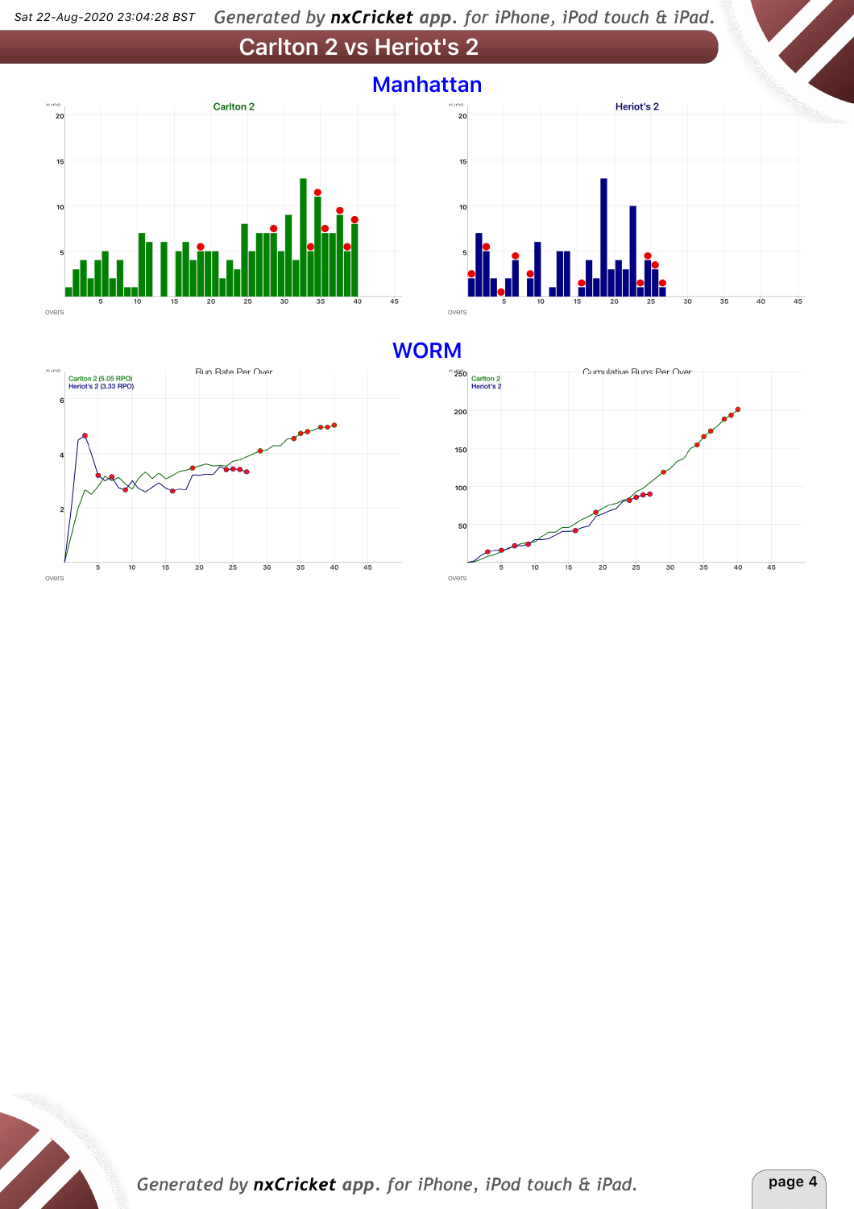# Carlton 2 vs Heriot's 2

## Manhattan

**Carlton 2**

runs: 20, 15, 10, 5

overs: 5, 10, 15, 20, 25, 30, 35, 40, 45

**Heriot's 2**

runs: 20, 15, 10, 5

overs: 5, 10, 15, 20, 25, 30, 35, 40, 45

## WORM

**Run Rate Per Over**

Carlton 2 (5.05 RPO)
Heriot's 2 (3.33 RPO)

runs: 6, 4, 2

overs: 5, 10, 15, 20, 25, 30, 35, 40, 45

**Cumulative Runs Per Over**

Carlton 2
Heriot's 2

runs: 250, 200, 150, 100, 50

overs: 5, 10, 15, 20, 25, 30, 35, 40, 45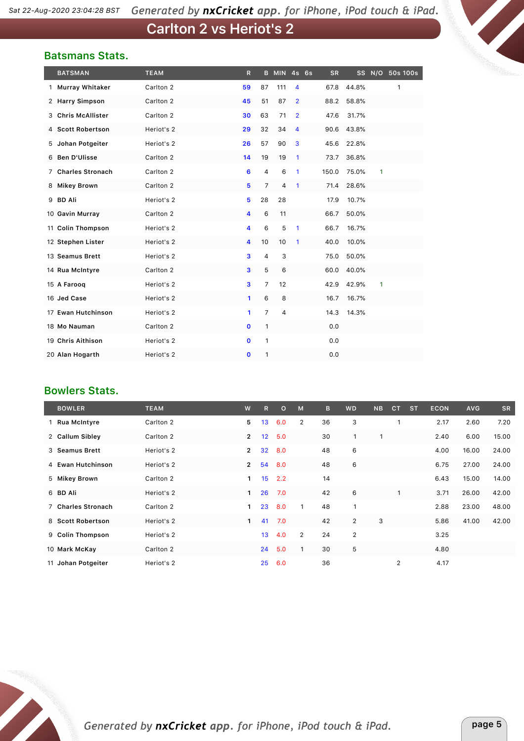# Carlton 2 vs Heriot's 2

## Batsmans Stats.

| | BATSMAN | TEAM | R | B | MIN | 4s | 6s | SR | SS | N/O | 50s | 100s |
|---|---|---|---|---|---|---|---|---|---|---|---|---|
| 1 | Murray Whitaker | Carlton 2 | 59 | 87 | 111 | 4 | | 67.8 | 44.8% | | 1 | |
| 2 | Harry Simpson | Carlton 2 | 45 | 51 | 87 | 2 | | 88.2 | 58.8% | | | |
| 3 | Chris McAllister | Carlton 2 | 30 | 63 | 71 | 2 | | 47.6 | 31.7% | | | |
| 4 | Scott Robertson | Heriot's 2 | 29 | 32 | 34 | 4 | | 90.6 | 43.8% | | | |
| 5 | Johan Potgeiter | Heriot's 2 | 26 | 57 | 90 | 3 | | 45.6 | 22.8% | | | |
| 6 | Ben D'Ulisse | Carlton 2 | 14 | 19 | 19 | 1 | | 73.7 | 36.8% | | | |
| 7 | Charles Stronach | Carlton 2 | 6 | 4 | 6 | 1 | | 150.0 | 75.0% | 1 | | |
| 8 | Mikey Brown | Carlton 2 | 5 | 7 | 4 | 1 | | 71.4 | 28.6% | | | |
| 9 | BD Ali | Heriot's 2 | 5 | 28 | 28 | | | 17.9 | 10.7% | | | |
| 10 | Gavin Murray | Carlton 2 | 4 | 6 | 11 | | | 66.7 | 50.0% | | | |
| 11 | Colin Thompson | Heriot's 2 | 4 | 6 | 5 | 1 | | 66.7 | 16.7% | | | |
| 12 | Stephen Lister | Heriot's 2 | 4 | 10 | 10 | 1 | | 40.0 | 10.0% | | | |
| 13 | Seamus Brett | Heriot's 2 | 3 | 4 | 3 | | | 75.0 | 50.0% | | | |
| 14 | Rua McIntyre | Carlton 2 | 3 | 5 | 6 | | | 60.0 | 40.0% | | | |
| 15 | A Farooq | Heriot's 2 | 3 | 7 | 12 | | | 42.9 | 42.9% | 1 | | |
| 16 | Jed Case | Heriot's 2 | 1 | 6 | 8 | | | 16.7 | 16.7% | | | |
| 17 | Ewan Hutchinson | Heriot's 2 | 1 | 7 | 4 | | | 14.3 | 14.3% | | | |
| 18 | Mo Nauman | Carlton 2 | 0 | 1 | | | | 0.0 | | | | |
| 19 | Chris Aithison | Heriot's 2 | 0 | 1 | | | | 0.0 | | | | |
| 20 | Alan Hogarth | Heriot's 2 | 0 | 1 | | | | 0.0 | | | | |

## Bowlers Stats.

| | BOWLER | TEAM | W | R | O | M | B | WD | NB | CT | ST | ECON | AVG | SR |
|---|---|---|---|---|---|---|---|---|---|---|---|---|---|---|
| 1 | Rua McIntyre | Carlton 2 | 5 | 13 | 6.0 | 2 | 36 | 3 | | 1 | | 2.17 | 2.60 | 7.20 |
| 2 | Callum Sibley | Carlton 2 | 2 | 12 | 5.0 | | 30 | 1 | 1 | | | 2.40 | 6.00 | 15.00 |
| 3 | Seamus Brett | Heriot's 2 | 2 | 32 | 8.0 | | 48 | 6 | | | | 4.00 | 16.00 | 24.00 |
| 4 | Ewan Hutchinson | Heriot's 2 | 2 | 54 | 8.0 | | 48 | 6 | | | | 6.75 | 27.00 | 24.00 |
| 5 | Mikey Brown | Carlton 2 | 1 | 15 | 2.2 | | 14 | | | | | 6.43 | 15.00 | 14.00 |
| 6 | BD Ali | Heriot's 2 | 1 | 26 | 7.0 | | 42 | 6 | | 1 | | 3.71 | 26.00 | 42.00 |
| 7 | Charles Stronach | Carlton 2 | 1 | 23 | 8.0 | 1 | 48 | 1 | | | | 2.88 | 23.00 | 48.00 |
| 8 | Scott Robertson | Heriot's 2 | 1 | 41 | 7.0 | | 42 | 2 | 3 | | | 5.86 | 41.00 | 42.00 |
| 9 | Colin Thompson | Heriot's 2 | | 13 | 4.0 | 2 | 24 | 2 | | | | 3.25 | | |
| 10 | Mark McKay | Carlton 2 | | 24 | 5.0 | 1 | 30 | 5 | | | | 4.80 | | |
| 11 | Johan Potgeiter | Heriot's 2 | | 25 | 6.0 | | 36 | | | 2 | | 4.17 | | |